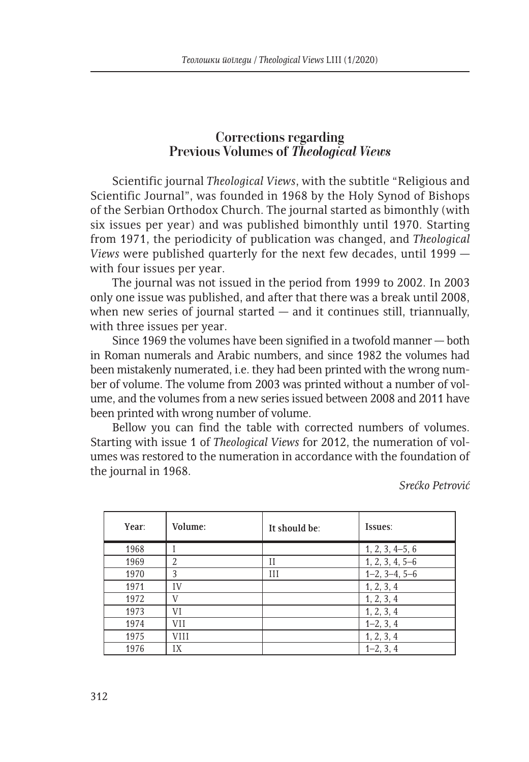## Corrections regarding Previous Volumes of *Theological Views*

Scientific journal *Theological Views*, with the subtitle "Religious and Scientific Journal", was founded in 1968 by the Holy Synod of Bishops of the Serbian Orthodox Church. The journal started as bimonthly (with six issues per year) and was published bimonthly until 1970. Starting from 1971, the periodicity of publication was changed, and *Theological Views* were published quarterly for the next few decades, until 1999 — with four issues per year.

The journal was not issued in the period from 1999 to 2002. In 2003 only one issue was published, and after that there was a break until 2008, when new series of journal started — and it continues still, triannually, with three issues per year.

Since 1969 the volumes have been signified in a twofold manner — both in Roman numerals and Arabic numbers, and since 1982 the volumes had been mistakenly numerated, i.e. they had been printed with the wrong number of volume. The volume from 2003 was printed without a number of volume, and the volumes from a new series issued between 2008 and 2011 have been printed with wrong number of volume.

Bellow you can find the table with corrected numbers of volumes. Starting with issue 1 of *Theological Views* for 2012, the numeration of volumes was restored to the numeration in accordance with the foundation of the journal in 1968.

*Srećko Petrović*

| Year: | Volume: | It should be: | Issues: |
|---|---|---|---|
| 1968 | I | | 1, 2, 3, 4–5, 6 |
| 1969 | 2 | II | 1, 2, 3, 4, 5–6 |
| 1970 | 3 | III | 1–2, 3–4, 5–6 |
| 1971 | IV | | 1, 2, 3, 4 |
| 1972 | V | | 1, 2, 3, 4 |
| 1973 | VI | | 1, 2, 3, 4 |
| 1974 | VII | | 1–2, 3, 4 |
| 1975 | VIII | | 1, 2, 3, 4 |
| 1976 | IX | | 1–2, 3, 4 |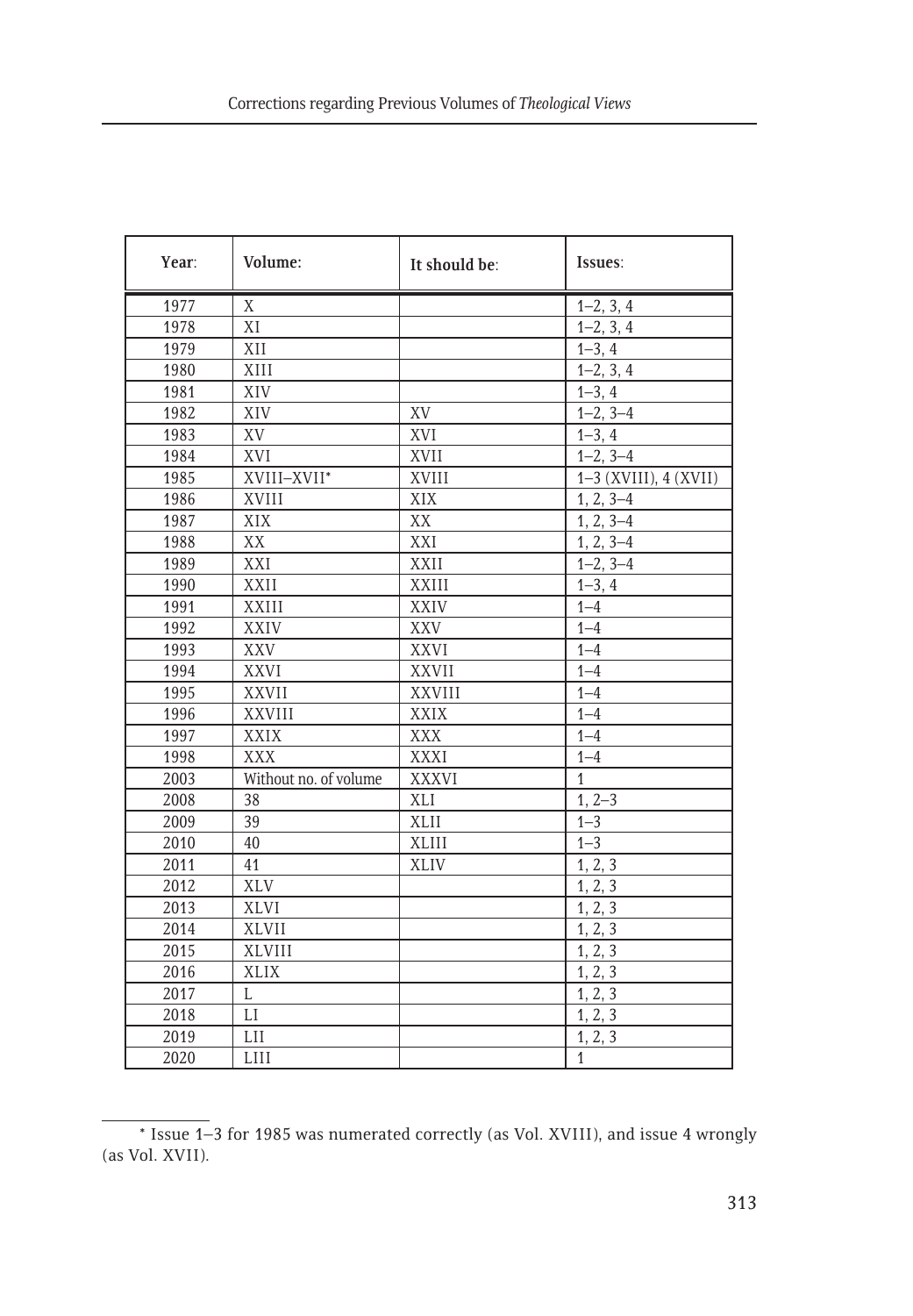| Year: | Volume: | It should be: | Issues: |
|---|---|---|---|
| 1977 | X | | 1–2, 3, 4 |
| 1978 | XI | | 1–2, 3, 4 |
| 1979 | XII | | 1–3, 4 |
| 1980 | XIII | | 1–2, 3, 4 |
| 1981 | XIV | | 1–3, 4 |
| 1982 | XIV | XV | 1–2, 3–4 |
| 1983 | XV | XVI | 1–3, 4 |
| 1984 | XVI | XVII | 1–2, 3–4 |
| 1985 | XVIII–XVII* | XVIII | 1–3 (XVIII), 4 (XVII) |
| 1986 | XVIII | XIX | 1, 2, 3–4 |
| 1987 | XIX | XX | 1, 2, 3–4 |
| 1988 | XX | XXI | 1, 2, 3–4 |
| 1989 | XXI | XXII | 1–2, 3–4 |
| 1990 | XXII | XXIII | 1–3, 4 |
| 1991 | XXIII | XXIV | 1–4 |
| 1992 | XXIV | XXV | 1–4 |
| 1993 | XXV | XXVI | 1–4 |
| 1994 | XXVI | XXVII | 1–4 |
| 1995 | XXVII | XXVIII | 1–4 |
| 1996 | XXVIII | XXIX | 1–4 |
| 1997 | XXIX | XXX | 1–4 |
| 1998 | XXX | XXXI | 1–4 |
| 2003 | Without no. of volume | XXXVI | 1 |
| 2008 | 38 | XLI | 1, 2–3 |
| 2009 | 39 | XLII | 1–3 |
| 2010 | 40 | XLIII | 1–3 |
| 2011 | 41 | XLIV | 1, 2, 3 |
| 2012 | XLV | | 1, 2, 3 |
| 2013 | XLVI | | 1, 2, 3 |
| 2014 | XLVII | | 1, 2, 3 |
| 2015 | XLVIII | | 1, 2, 3 |
| 2016 | XLIX | | 1, 2, 3 |
| 2017 | L | | 1, 2, 3 |
| 2018 | LI | | 1, 2, 3 |
| 2019 | LII | | 1, 2, 3 |
| 2020 | LIII | | 1 |

* Issue 1–3 for 1985 was numerated correctly (as Vol. XVIII), and issue 4 wrongly (as Vol. XVII).